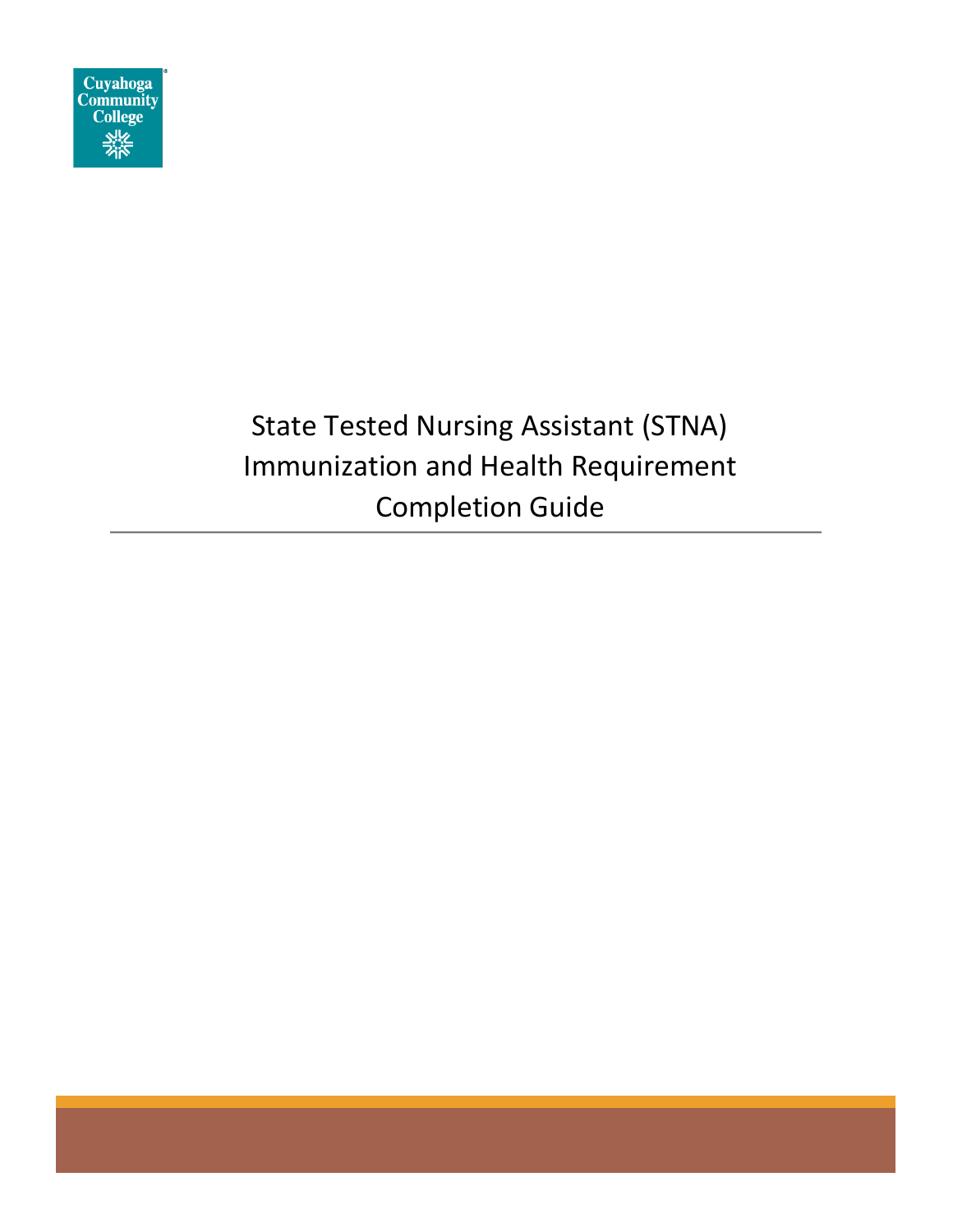Cuyahoga Community College

# State Tested Nursing Assistant (STNA) Immunization and Health Requirement Completion Guide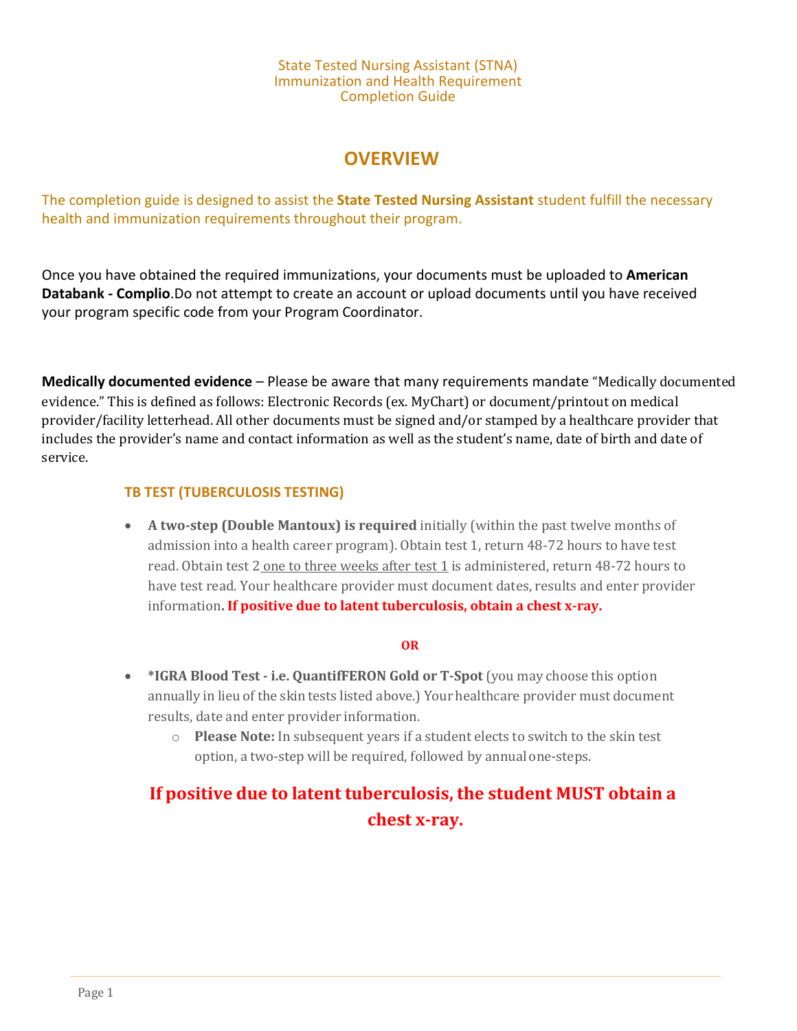State Tested Nursing Assistant (STNA)
Immunization and Health Requirement
Completion Guide

# OVERVIEW

The completion guide is designed to assist the **State Tested Nursing Assistant** student fulfill the necessary health and immunization requirements throughout their program.

Once you have obtained the required immunizations, your documents must be uploaded to **American Databank - Complio**.Do not attempt to create an account or upload documents until you have received your program specific code from your Program Coordinator.

**Medically documented evidence** – Please be aware that many requirements mandate "Medically documented evidence." This is defined as follows: Electronic Records (ex. MyChart) or document/printout on medical provider/facility letterhead. All other documents must be signed and/or stamped by a healthcare provider that includes the provider's name and contact information as well as the student's name, date of birth and date of service.

### TB TEST (TUBERCULOSIS TESTING)

- **A two-step (Double Mantoux) is required** initially (within the past twelve months of admission into a health career program). Obtain test 1, return 48-72 hours to have test read. Obtain test 2 one to three weeks after test 1 is administered, return 48-72 hours to have test read. Your healthcare provider must document dates, results and enter provider information**. If positive due to latent tuberculosis, obtain a chest x-ray.**

**OR**

- ***IGRA Blood Test - i.e. QuantifFERON Gold or T-Spot** (you may choose this option annually in lieu of the skin tests listed above.) Your healthcare provider must document results, date and enter provider information.
  - **Please Note:** In subsequent years if a student elects to switch to the skin test option, a two-step will be required, followed by annual one-steps.

**If positive due to latent tuberculosis, the student MUST obtain a chest x-ray.**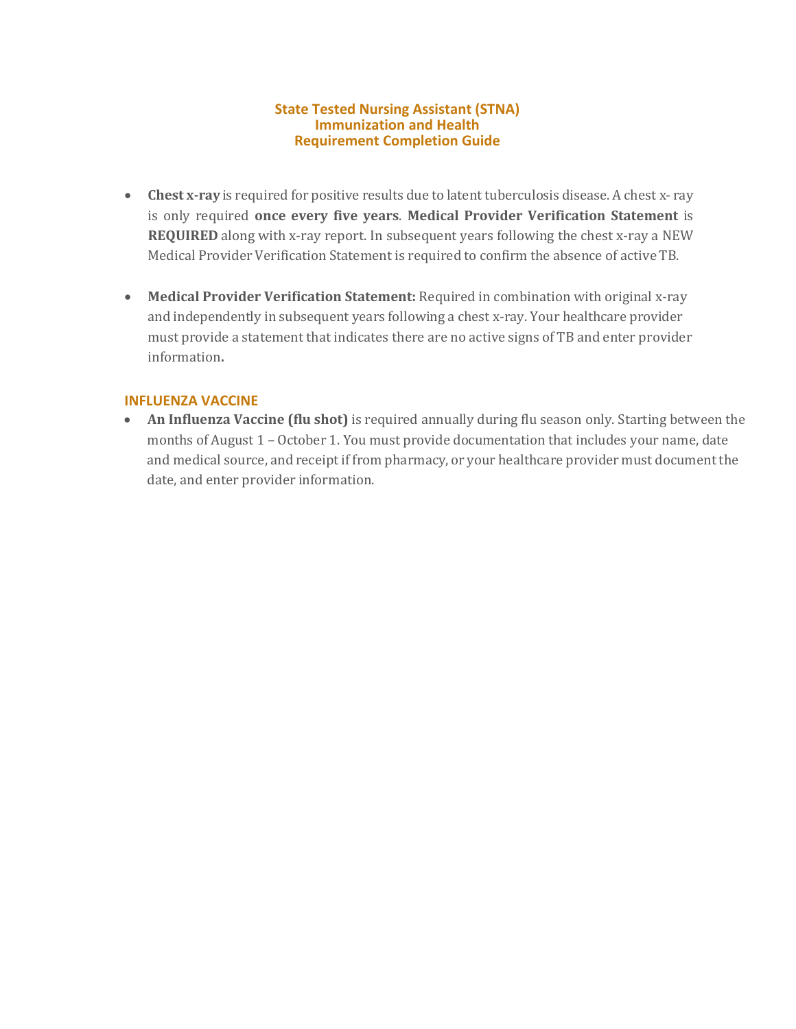**State Tested Nursing Assistant (STNA)
Immunization and Health
Requirement Completion Guide**

- **Chest x-ray** is required for positive results due to latent tuberculosis disease. A chest x- ray is only required **once every five years**. **Medical Provider Verification Statement** is **REQUIRED** along with x-ray report. In subsequent years following the chest x-ray a NEW Medical Provider Verification Statement is required to confirm the absence of active TB.

- **Medical Provider Verification Statement:** Required in combination with original x-ray and independently in subsequent years following a chest x-ray. Your healthcare provider must provide a statement that indicates there are no active signs of TB and enter provider information**.**

## INFLUENZA VACCINE

- **An Influenza Vaccine (flu shot)** is required annually during flu season only. Starting between the months of August 1 – October 1. You must provide documentation that includes your name, date and medical source, and receipt if from pharmacy, or your healthcare provider must document the date, and enter provider information.